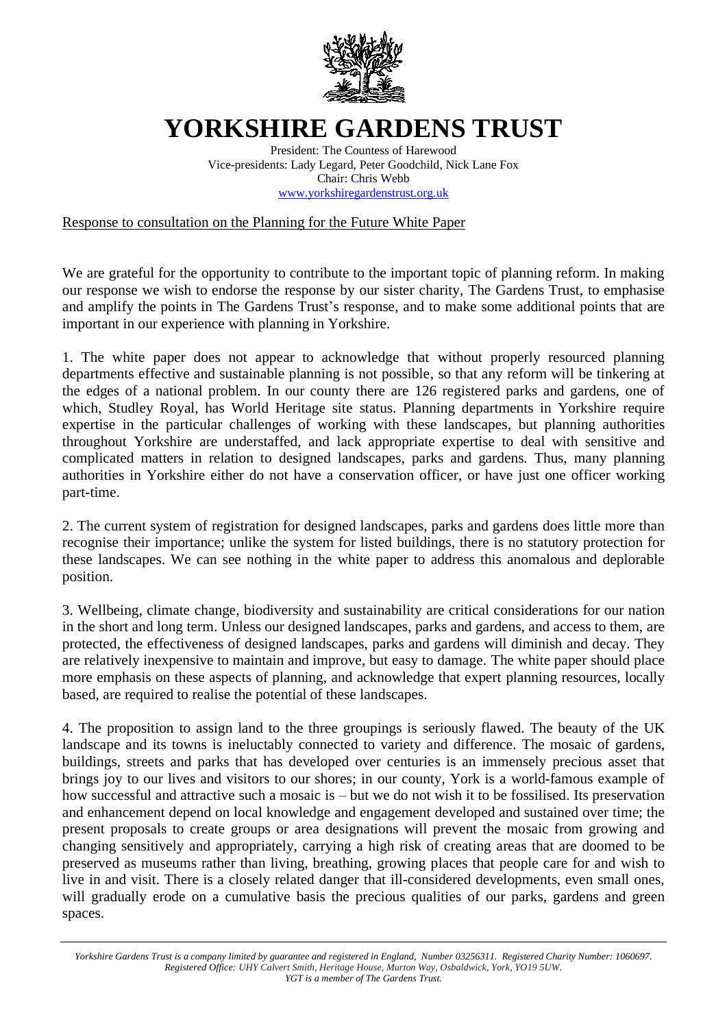# YORKSHIRE GARDENS TRUST

President: The Countess of Harewood
Vice-presidents: Lady Legard, Peter Goodchild, Nick Lane Fox
Chair: Chris Webb
www.yorkshiregardenstrust.org.uk

Response to consultation on the Planning for the Future White Paper

We are grateful for the opportunity to contribute to the important topic of planning reform. In making our response we wish to endorse the response by our sister charity, The Gardens Trust, to emphasise and amplify the points in The Gardens Trust's response, and to make some additional points that are important in our experience with planning in Yorkshire.

1. The white paper does not appear to acknowledge that without properly resourced planning departments effective and sustainable planning is not possible, so that any reform will be tinkering at the edges of a national problem. In our county there are 126 registered parks and gardens, one of which, Studley Royal, has World Heritage site status. Planning departments in Yorkshire require expertise in the particular challenges of working with these landscapes, but planning authorities throughout Yorkshire are understaffed, and lack appropriate expertise to deal with sensitive and complicated matters in relation to designed landscapes, parks and gardens. Thus, many planning authorities in Yorkshire either do not have a conservation officer, or have just one officer working part-time.

2. The current system of registration for designed landscapes, parks and gardens does little more than recognise their importance; unlike the system for listed buildings, there is no statutory protection for these landscapes. We can see nothing in the white paper to address this anomalous and deplorable position.

3. Wellbeing, climate change, biodiversity and sustainability are critical considerations for our nation in the short and long term. Unless our designed landscapes, parks and gardens, and access to them, are protected, the effectiveness of designed landscapes, parks and gardens will diminish and decay. They are relatively inexpensive to maintain and improve, but easy to damage. The white paper should place more emphasis on these aspects of planning, and acknowledge that expert planning resources, locally based, are required to realise the potential of these landscapes.

4. The proposition to assign land to the three groupings is seriously flawed. The beauty of the UK landscape and its towns is ineluctably connected to variety and difference. The mosaic of gardens, buildings, streets and parks that has developed over centuries is an immensely precious asset that brings joy to our lives and visitors to our shores; in our county, York is a world-famous example of how successful and attractive such a mosaic is – but we do not wish it to be fossilised. Its preservation and enhancement depend on local knowledge and engagement developed and sustained over time; the present proposals to create groups or area designations will prevent the mosaic from growing and changing sensitively and appropriately, carrying a high risk of creating areas that are doomed to be preserved as museums rather than living, breathing, growing places that people care for and wish to live in and visit. There is a closely related danger that ill-considered developments, even small ones, will gradually erode on a cumulative basis the precious qualities of our parks, gardens and green spaces.

---

*Yorkshire Gardens Trust is a company limited by guarantee and registered in England, Number 03256311. Registered Charity Number: 1060697. Registered Office: UHY Calvert Smith, Heritage House, Murton Way, Osbaldwick, York, YO19 5UW. YGT is a member of The Gardens Trust.*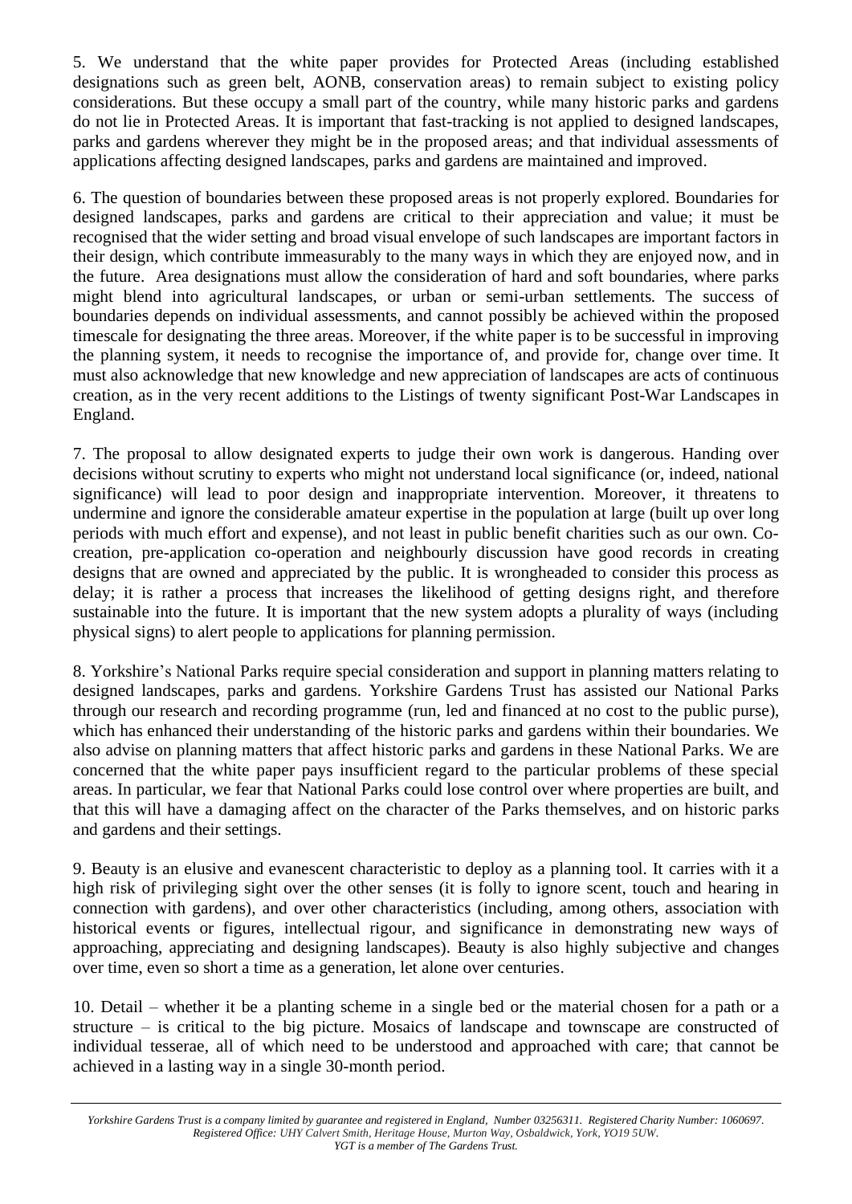5. We understand that the white paper provides for Protected Areas (including established designations such as green belt, AONB, conservation areas) to remain subject to existing policy considerations. But these occupy a small part of the country, while many historic parks and gardens do not lie in Protected Areas. It is important that fast-tracking is not applied to designed landscapes, parks and gardens wherever they might be in the proposed areas; and that individual assessments of applications affecting designed landscapes, parks and gardens are maintained and improved.

6. The question of boundaries between these proposed areas is not properly explored. Boundaries for designed landscapes, parks and gardens are critical to their appreciation and value; it must be recognised that the wider setting and broad visual envelope of such landscapes are important factors in their design, which contribute immeasurably to the many ways in which they are enjoyed now, and in the future. Area designations must allow the consideration of hard and soft boundaries, where parks might blend into agricultural landscapes, or urban or semi-urban settlements. The success of boundaries depends on individual assessments, and cannot possibly be achieved within the proposed timescale for designating the three areas. Moreover, if the white paper is to be successful in improving the planning system, it needs to recognise the importance of, and provide for, change over time. It must also acknowledge that new knowledge and new appreciation of landscapes are acts of continuous creation, as in the very recent additions to the Listings of twenty significant Post-War Landscapes in England.

7. The proposal to allow designated experts to judge their own work is dangerous. Handing over decisions without scrutiny to experts who might not understand local significance (or, indeed, national significance) will lead to poor design and inappropriate intervention. Moreover, it threatens to undermine and ignore the considerable amateur expertise in the population at large (built up over long periods with much effort and expense), and not least in public benefit charities such as our own. Co-creation, pre-application co-operation and neighbourly discussion have good records in creating designs that are owned and appreciated by the public. It is wrongheaded to consider this process as delay; it is rather a process that increases the likelihood of getting designs right, and therefore sustainable into the future. It is important that the new system adopts a plurality of ways (including physical signs) to alert people to applications for planning permission.

8. Yorkshire's National Parks require special consideration and support in planning matters relating to designed landscapes, parks and gardens. Yorkshire Gardens Trust has assisted our National Parks through our research and recording programme (run, led and financed at no cost to the public purse), which has enhanced their understanding of the historic parks and gardens within their boundaries. We also advise on planning matters that affect historic parks and gardens in these National Parks. We are concerned that the white paper pays insufficient regard to the particular problems of these special areas. In particular, we fear that National Parks could lose control over where properties are built, and that this will have a damaging affect on the character of the Parks themselves, and on historic parks and gardens and their settings.

9. Beauty is an elusive and evanescent characteristic to deploy as a planning tool. It carries with it a high risk of privileging sight over the other senses (it is folly to ignore scent, touch and hearing in connection with gardens), and over other characteristics (including, among others, association with historical events or figures, intellectual rigour, and significance in demonstrating new ways of approaching, appreciating and designing landscapes). Beauty is also highly subjective and changes over time, even so short a time as a generation, let alone over centuries.

10. Detail – whether it be a planting scheme in a single bed or the material chosen for a path or a structure – is critical to the big picture. Mosaics of landscape and townscape are constructed of individual tesserae, all of which need to be understood and approached with care; that cannot be achieved in a lasting way in a single 30-month period.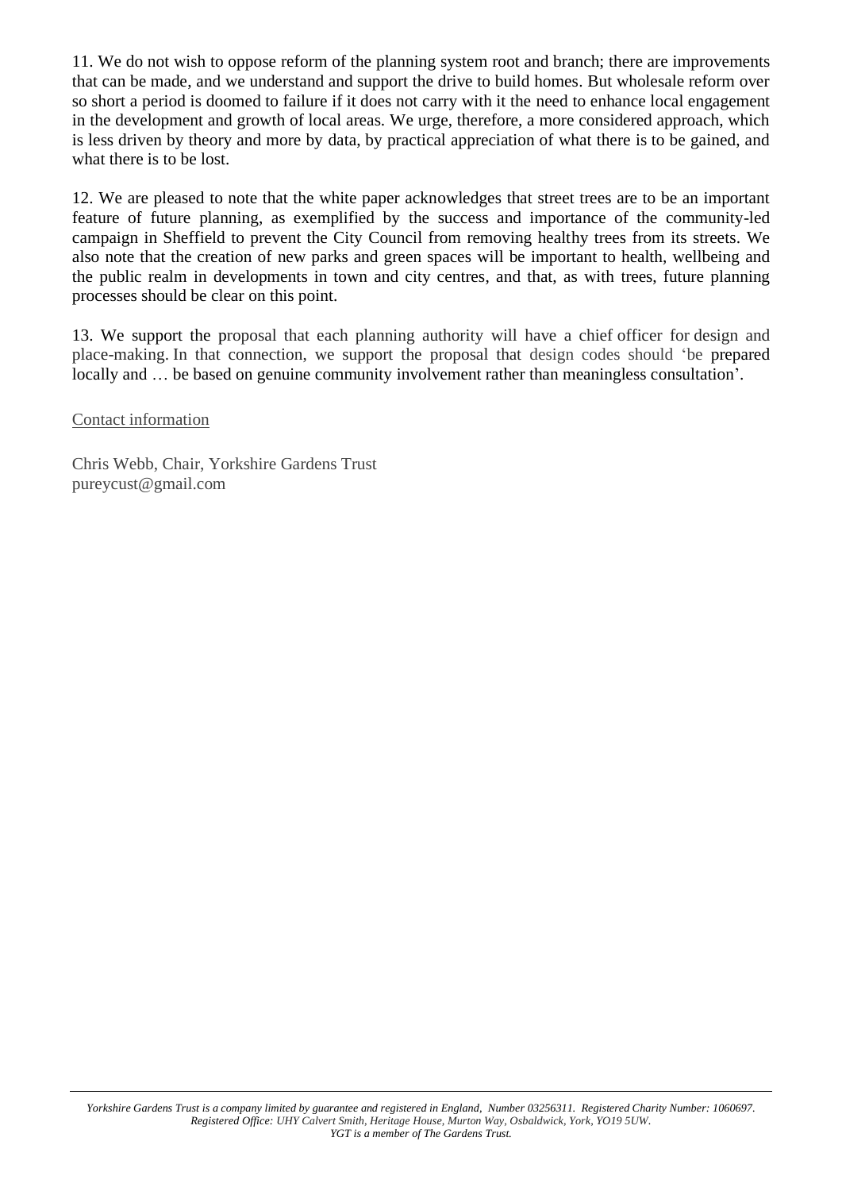11. We do not wish to oppose reform of the planning system root and branch; there are improvements that can be made, and we understand and support the drive to build homes. But wholesale reform over so short a period is doomed to failure if it does not carry with it the need to enhance local engagement in the development and growth of local areas. We urge, therefore, a more considered approach, which is less driven by theory and more by data, by practical appreciation of what there is to be gained, and what there is to be lost.

12. We are pleased to note that the white paper acknowledges that street trees are to be an important feature of future planning, as exemplified by the success and importance of the community-led campaign in Sheffield to prevent the City Council from removing healthy trees from its streets. We also note that the creation of new parks and green spaces will be important to health, wellbeing and the public realm in developments in town and city centres, and that, as with trees, future planning processes should be clear on this point.

13. We support the proposal that each planning authority will have a chief officer for design and place-making. In that connection, we support the proposal that design codes should 'be prepared locally and … be based on genuine community involvement rather than meaningless consultation'.

Contact information

Chris Webb, Chair, Yorkshire Gardens Trust
pureycust@gmail.com

*Yorkshire Gardens Trust is a company limited by guarantee and registered in England, Number 03256311. Registered Charity Number: 1060697. Registered Office: UHY Calvert Smith, Heritage House, Murton Way, Osbaldwick, York, YO19 5UW. YGT is a member of The Gardens Trust.*